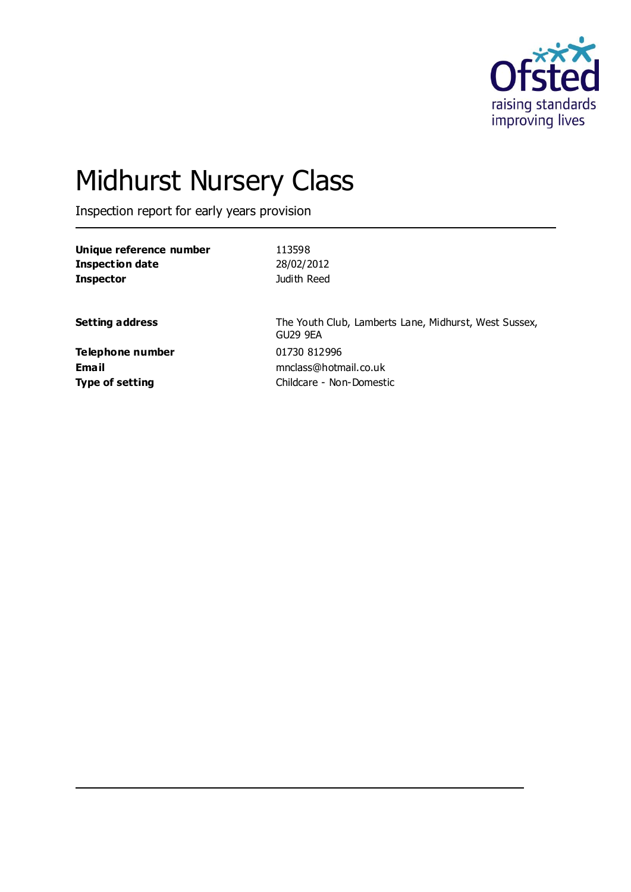# Midhurst Nursery Class

Inspection report for early years provision

| | |
|---|---|
| **Unique reference number** | 113598 |
| **Inspection date** | 28/02/2012 |
| **Inspector** | Judith Reed |

| | |
|---|---|
| **Setting address** | The Youth Club, Lamberts Lane, Midhurst, West Sussex, GU29 9EA |
| **Telephone number** | 01730 812996 |
| **Email** | mnclass@hotmail.co.uk |
| **Type of setting** | Childcare - Non-Domestic |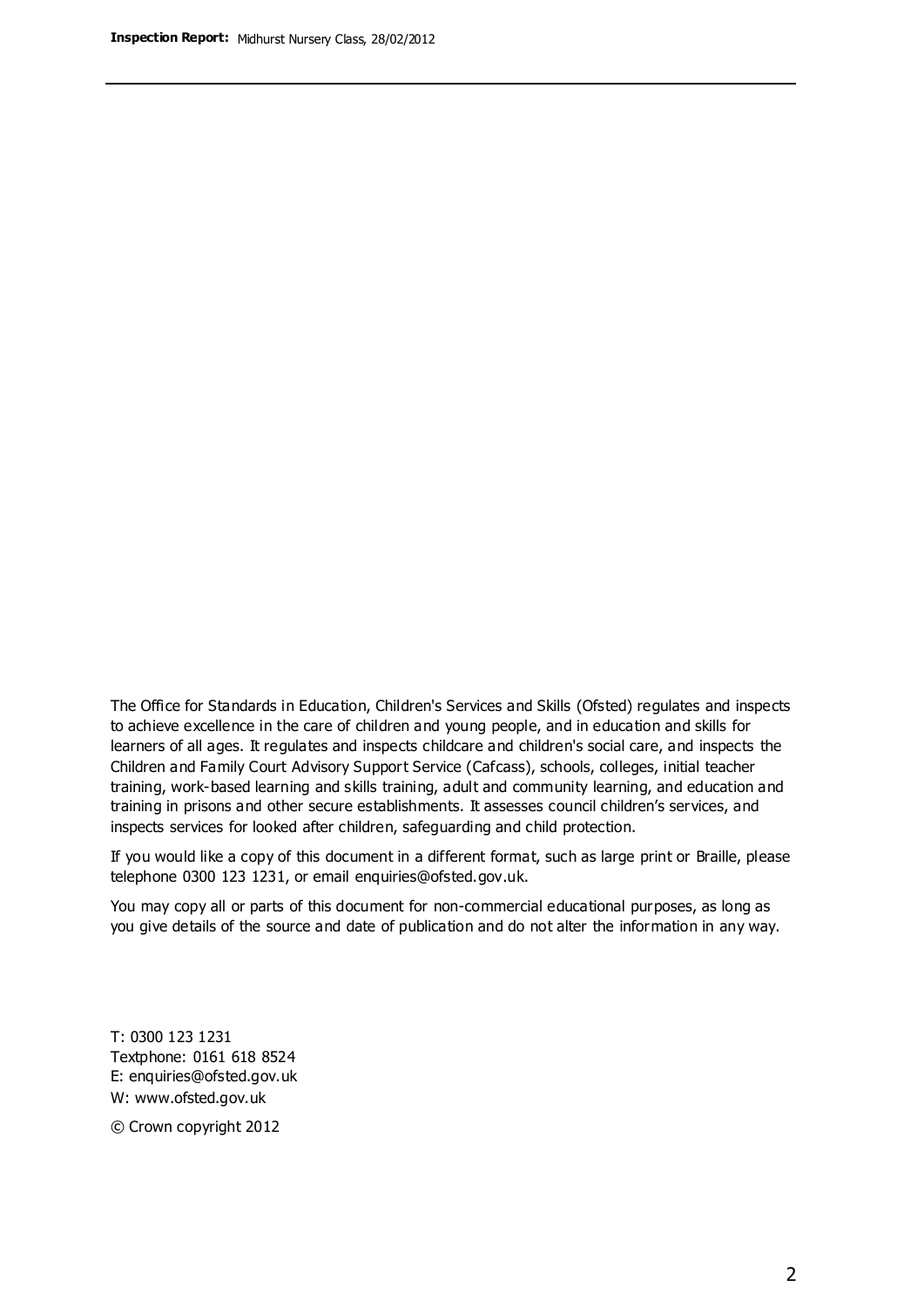The Office for Standards in Education, Children's Services and Skills (Ofsted) regulates and inspects to achieve excellence in the care of children and young people, and in education and skills for learners of all ages. It regulates and inspects childcare and children's social care, and inspects the Children and Family Court Advisory Support Service (Cafcass), schools, colleges, initial teacher training, work-based learning and skills training, adult and community learning, and education and training in prisons and other secure establishments. It assesses council children's services, and inspects services for looked after children, safeguarding and child protection.

If you would like a copy of this document in a different format, such as large print or Braille, please telephone 0300 123 1231, or email enquiries@ofsted.gov.uk.

You may copy all or parts of this document for non-commercial educational purposes, as long as you give details of the source and date of publication and do not alter the information in any way.

T: 0300 123 1231
Textphone: 0161 618 8524
E: enquiries@ofsted.gov.uk
W: www.ofsted.gov.uk

© Crown copyright 2012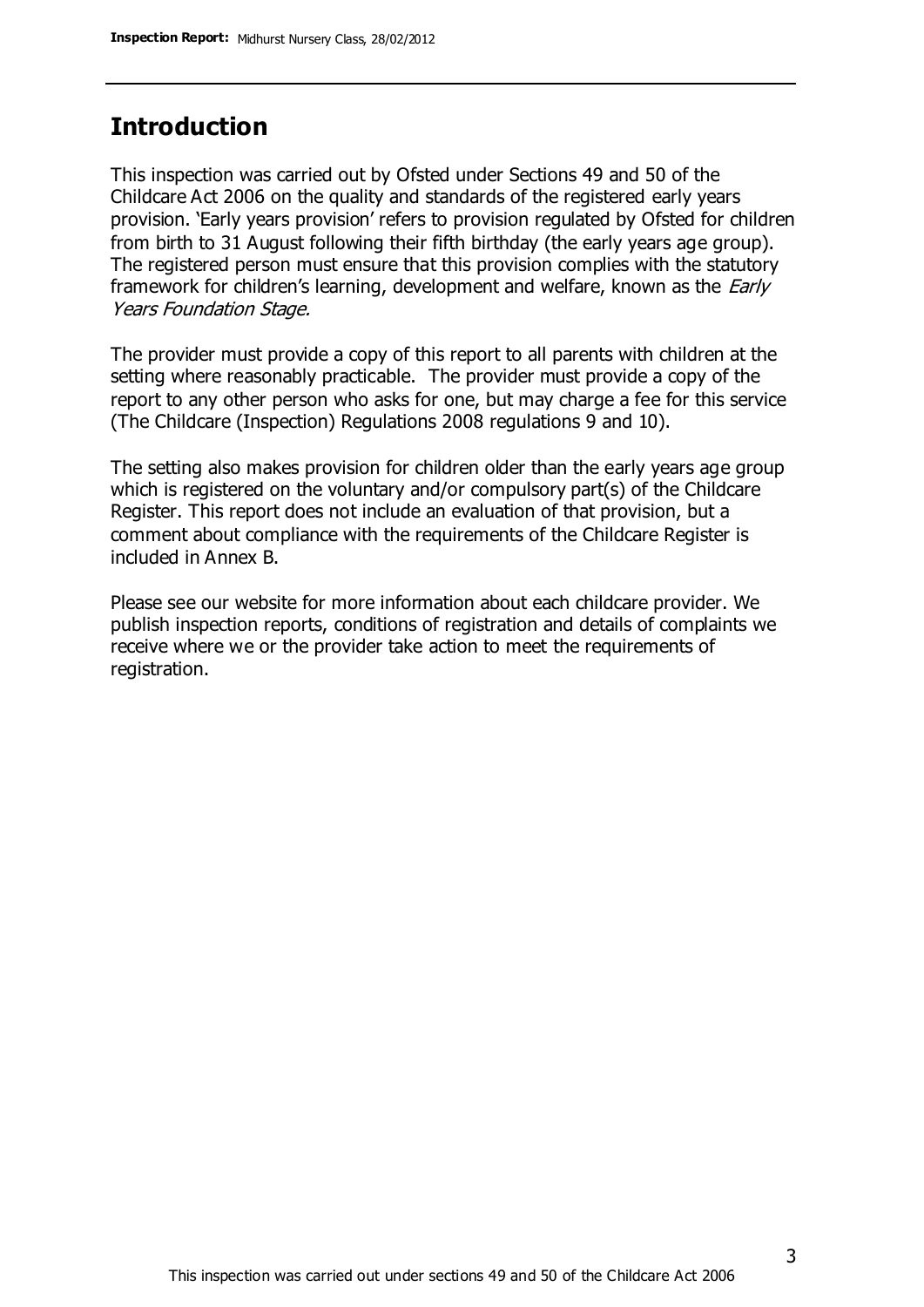## Introduction

This inspection was carried out by Ofsted under Sections 49 and 50 of the Childcare Act 2006 on the quality and standards of the registered early years provision. 'Early years provision' refers to provision regulated by Ofsted for children from birth to 31 August following their fifth birthday (the early years age group). The registered person must ensure that this provision complies with the statutory framework for children's learning, development and welfare, known as the *Early Years Foundation Stage.*

The provider must provide a copy of this report to all parents with children at the setting where reasonably practicable. The provider must provide a copy of the report to any other person who asks for one, but may charge a fee for this service (The Childcare (Inspection) Regulations 2008 regulations 9 and 10).

The setting also makes provision for children older than the early years age group which is registered on the voluntary and/or compulsory part(s) of the Childcare Register. This report does not include an evaluation of that provision, but a comment about compliance with the requirements of the Childcare Register is included in Annex B.

Please see our website for more information about each childcare provider. We publish inspection reports, conditions of registration and details of complaints we receive where we or the provider take action to meet the requirements of registration.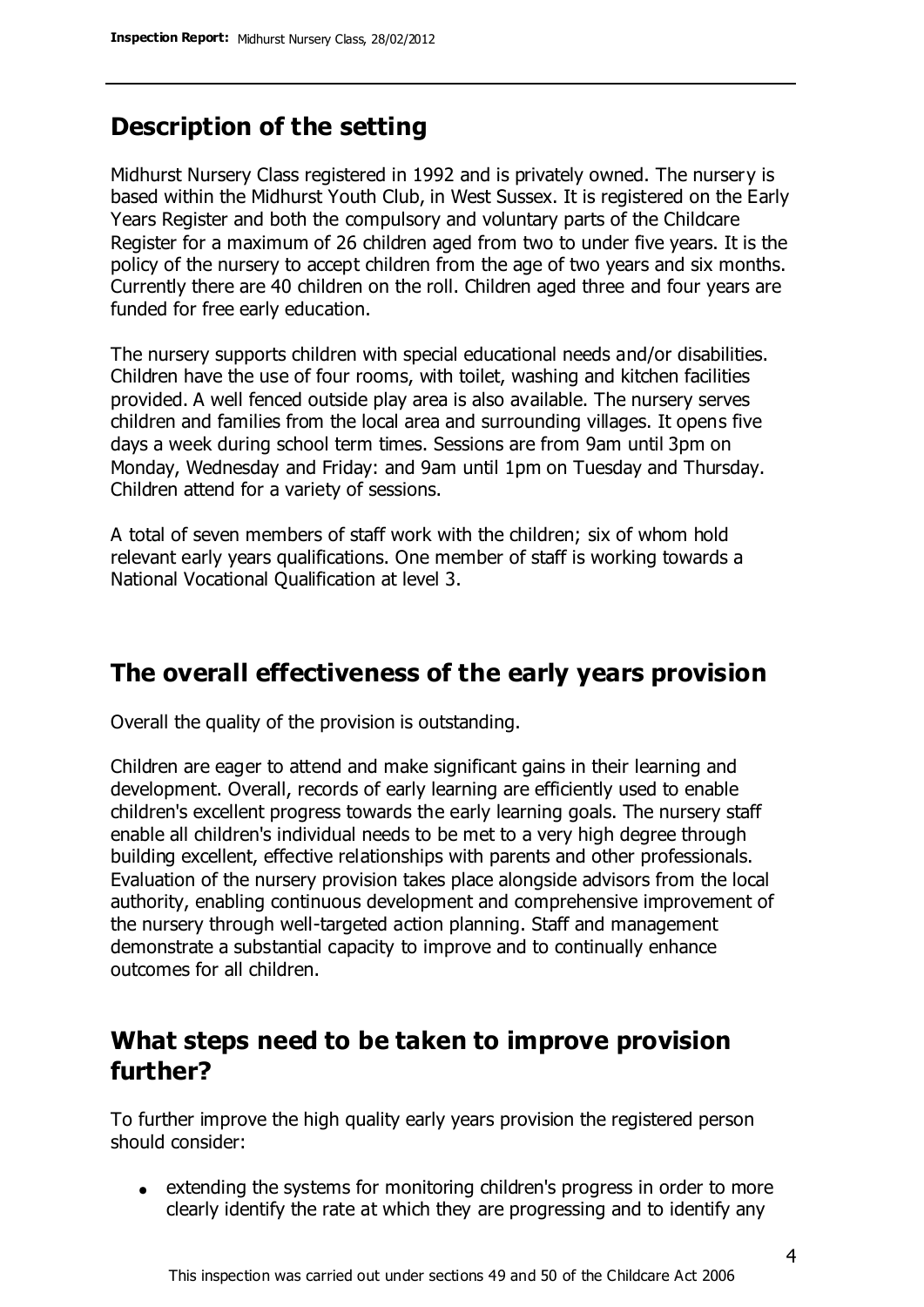## Description of the setting

Midhurst Nursery Class registered in 1992 and is privately owned. The nursery is based within the Midhurst Youth Club, in West Sussex. It is registered on the Early Years Register and both the compulsory and voluntary parts of the Childcare Register for a maximum of 26 children aged from two to under five years. It is the policy of the nursery to accept children from the age of two years and six months. Currently there are 40 children on the roll. Children aged three and four years are funded for free early education.

The nursery supports children with special educational needs and/or disabilities. Children have the use of four rooms, with toilet, washing and kitchen facilities provided. A well fenced outside play area is also available. The nursery serves children and families from the local area and surrounding villages. It opens five days a week during school term times. Sessions are from 9am until 3pm on Monday, Wednesday and Friday: and 9am until 1pm on Tuesday and Thursday. Children attend for a variety of sessions.

A total of seven members of staff work with the children; six of whom hold relevant early years qualifications. One member of staff is working towards a National Vocational Qualification at level 3.

## The overall effectiveness of the early years provision

Overall the quality of the provision is outstanding.

Children are eager to attend and make significant gains in their learning and development. Overall, records of early learning are efficiently used to enable children's excellent progress towards the early learning goals. The nursery staff enable all children's individual needs to be met to a very high degree through building excellent, effective relationships with parents and other professionals. Evaluation of the nursery provision takes place alongside advisors from the local authority, enabling continuous development and comprehensive improvement of the nursery through well-targeted action planning. Staff and management demonstrate a substantial capacity to improve and to continually enhance outcomes for all children.

## What steps need to be taken to improve provision further?

To further improve the high quality early years provision the registered person should consider:

- extending the systems for monitoring children's progress in order to more clearly identify the rate at which they are progressing and to identify any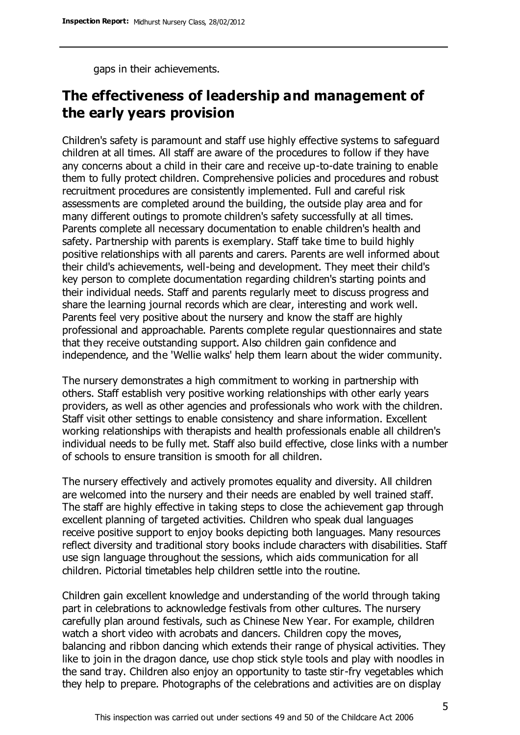gaps in their achievements.

## The effectiveness of leadership and management of the early years provision

Children's safety is paramount and staff use highly effective systems to safeguard children at all times. All staff are aware of the procedures to follow if they have any concerns about a child in their care and receive up-to-date training to enable them to fully protect children. Comprehensive policies and procedures and robust recruitment procedures are consistently implemented. Full and careful risk assessments are completed around the building, the outside play area and for many different outings to promote children's safety successfully at all times. Parents complete all necessary documentation to enable children's health and safety. Partnership with parents is exemplary. Staff take time to build highly positive relationships with all parents and carers. Parents are well informed about their child's achievements, well-being and development. They meet their child's key person to complete documentation regarding children's starting points and their individual needs. Staff and parents regularly meet to discuss progress and share the learning journal records which are clear, interesting and work well. Parents feel very positive about the nursery and know the staff are highly professional and approachable. Parents complete regular questionnaires and state that they receive outstanding support. Also children gain confidence and independence, and the 'Wellie walks' help them learn about the wider community.

The nursery demonstrates a high commitment to working in partnership with others. Staff establish very positive working relationships with other early years providers, as well as other agencies and professionals who work with the children. Staff visit other settings to enable consistency and share information. Excellent working relationships with therapists and health professionals enable all children's individual needs to be fully met. Staff also build effective, close links with a number of schools to ensure transition is smooth for all children.

The nursery effectively and actively promotes equality and diversity. All children are welcomed into the nursery and their needs are enabled by well trained staff. The staff are highly effective in taking steps to close the achievement gap through excellent planning of targeted activities. Children who speak dual languages receive positive support to enjoy books depicting both languages. Many resources reflect diversity and traditional story books include characters with disabilities. Staff use sign language throughout the sessions, which aids communication for all children. Pictorial timetables help children settle into the routine.

Children gain excellent knowledge and understanding of the world through taking part in celebrations to acknowledge festivals from other cultures. The nursery carefully plan around festivals, such as Chinese New Year. For example, children watch a short video with acrobats and dancers. Children copy the moves, balancing and ribbon dancing which extends their range of physical activities. They like to join in the dragon dance, use chop stick style tools and play with noodles in the sand tray. Children also enjoy an opportunity to taste stir-fry vegetables which they help to prepare. Photographs of the celebrations and activities are on display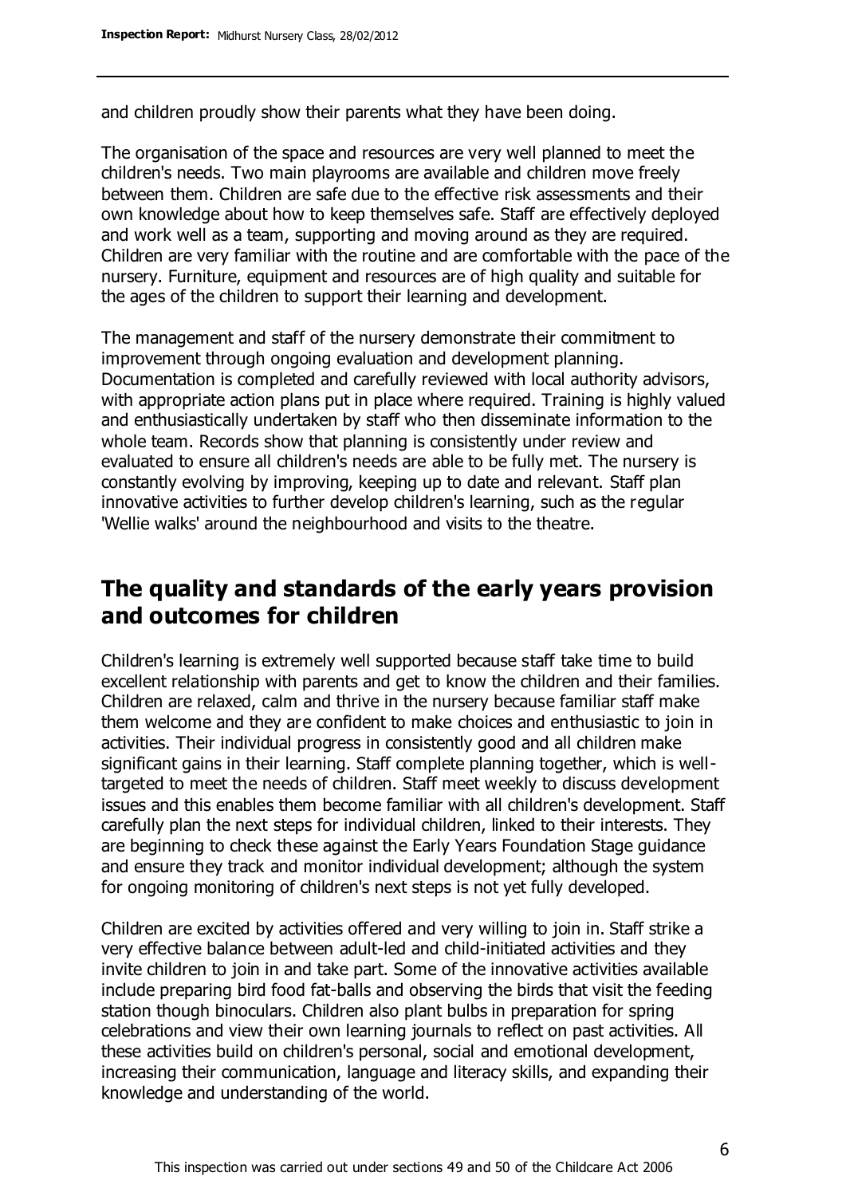and children proudly show their parents what they have been doing.

The organisation of the space and resources are very well planned to meet the children's needs. Two main playrooms are available and children move freely between them. Children are safe due to the effective risk assessments and their own knowledge about how to keep themselves safe. Staff are effectively deployed and work well as a team, supporting and moving around as they are required. Children are very familiar with the routine and are comfortable with the pace of the nursery. Furniture, equipment and resources are of high quality and suitable for the ages of the children to support their learning and development.

The management and staff of the nursery demonstrate their commitment to improvement through ongoing evaluation and development planning. Documentation is completed and carefully reviewed with local authority advisors, with appropriate action plans put in place where required. Training is highly valued and enthusiastically undertaken by staff who then disseminate information to the whole team. Records show that planning is consistently under review and evaluated to ensure all children's needs are able to be fully met. The nursery is constantly evolving by improving, keeping up to date and relevant. Staff plan innovative activities to further develop children's learning, such as the regular 'Wellie walks' around the neighbourhood and visits to the theatre.

## The quality and standards of the early years provision and outcomes for children

Children's learning is extremely well supported because staff take time to build excellent relationship with parents and get to know the children and their families. Children are relaxed, calm and thrive in the nursery because familiar staff make them welcome and they are confident to make choices and enthusiastic to join in activities. Their individual progress in consistently good and all children make significant gains in their learning. Staff complete planning together, which is well-targeted to meet the needs of children. Staff meet weekly to discuss development issues and this enables them become familiar with all children's development. Staff carefully plan the next steps for individual children, linked to their interests. They are beginning to check these against the Early Years Foundation Stage guidance and ensure they track and monitor individual development; although the system for ongoing monitoring of children's next steps is not yet fully developed.

Children are excited by activities offered and very willing to join in. Staff strike a very effective balance between adult-led and child-initiated activities and they invite children to join in and take part. Some of the innovative activities available include preparing bird food fat-balls and observing the birds that visit the feeding station though binoculars. Children also plant bulbs in preparation for spring celebrations and view their own learning journals to reflect on past activities. All these activities build on children's personal, social and emotional development, increasing their communication, language and literacy skills, and expanding their knowledge and understanding of the world.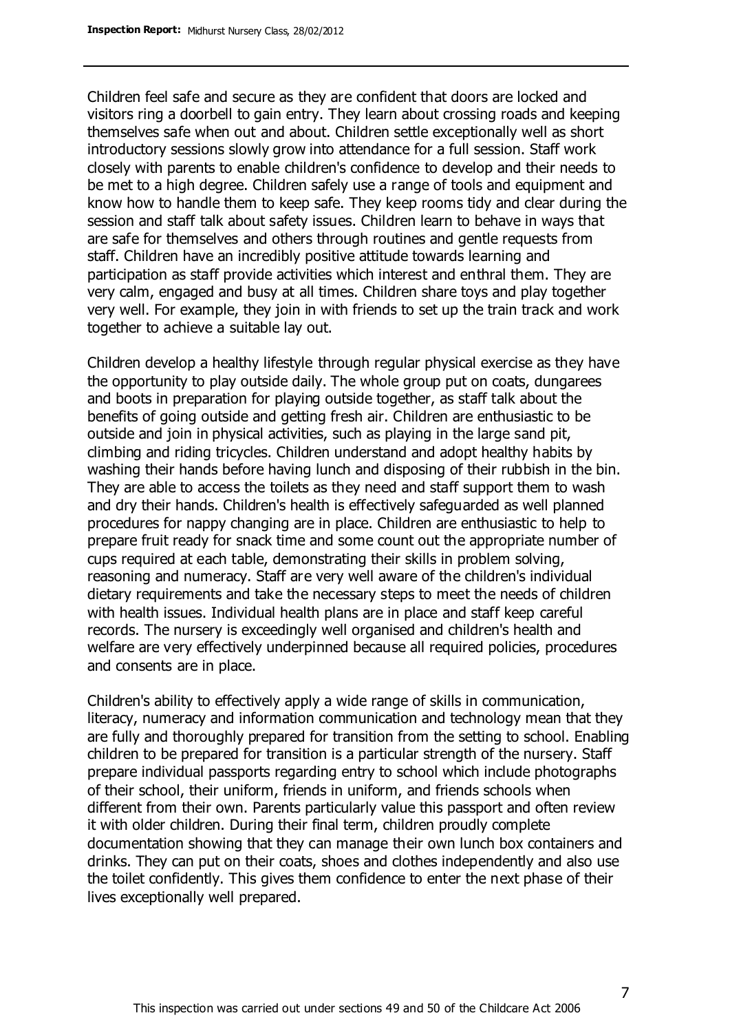Children feel safe and secure as they are confident that doors are locked and visitors ring a doorbell to gain entry. They learn about crossing roads and keeping themselves safe when out and about. Children settle exceptionally well as short introductory sessions slowly grow into attendance for a full session. Staff work closely with parents to enable children's confidence to develop and their needs to be met to a high degree. Children safely use a range of tools and equipment and know how to handle them to keep safe. They keep rooms tidy and clear during the session and staff talk about safety issues. Children learn to behave in ways that are safe for themselves and others through routines and gentle requests from staff. Children have an incredibly positive attitude towards learning and participation as staff provide activities which interest and enthral them. They are very calm, engaged and busy at all times. Children share toys and play together very well. For example, they join in with friends to set up the train track and work together to achieve a suitable lay out.

Children develop a healthy lifestyle through regular physical exercise as they have the opportunity to play outside daily. The whole group put on coats, dungarees and boots in preparation for playing outside together, as staff talk about the benefits of going outside and getting fresh air. Children are enthusiastic to be outside and join in physical activities, such as playing in the large sand pit, climbing and riding tricycles. Children understand and adopt healthy habits by washing their hands before having lunch and disposing of their rubbish in the bin. They are able to access the toilets as they need and staff support them to wash and dry their hands. Children's health is effectively safeguarded as well planned procedures for nappy changing are in place. Children are enthusiastic to help to prepare fruit ready for snack time and some count out the appropriate number of cups required at each table, demonstrating their skills in problem solving, reasoning and numeracy. Staff are very well aware of the children's individual dietary requirements and take the necessary steps to meet the needs of children with health issues. Individual health plans are in place and staff keep careful records. The nursery is exceedingly well organised and children's health and welfare are very effectively underpinned because all required policies, procedures and consents are in place.

Children's ability to effectively apply a wide range of skills in communication, literacy, numeracy and information communication and technology mean that they are fully and thoroughly prepared for transition from the setting to school. Enabling children to be prepared for transition is a particular strength of the nursery. Staff prepare individual passports regarding entry to school which include photographs of their school, their uniform, friends in uniform, and friends schools when different from their own. Parents particularly value this passport and often review it with older children. During their final term, children proudly complete documentation showing that they can manage their own lunch box containers and drinks. They can put on their coats, shoes and clothes independently and also use the toilet confidently. This gives them confidence to enter the next phase of their lives exceptionally well prepared.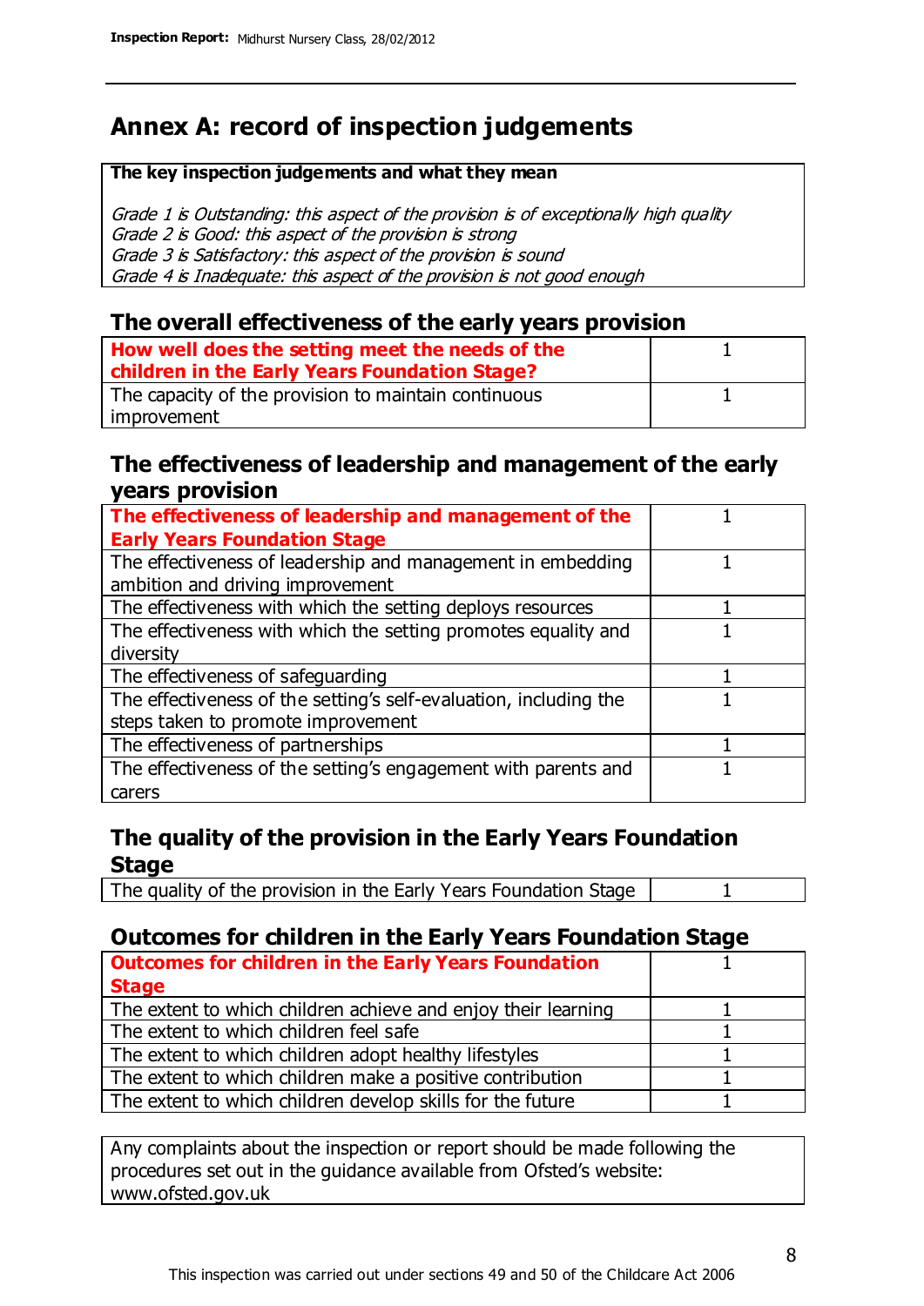# Annex A: record of inspection judgements

**The key inspection judgements and what they mean**

*Grade 1 is Outstanding: this aspect of the provision is of exceptionally high quality*
*Grade 2 is Good: this aspect of the provision is strong*
*Grade 3 is Satisfactory: this aspect of the provision is sound*
*Grade 4 is Inadequate: this aspect of the provision is not good enough*

## The overall effectiveness of the early years provision

| | |
|---|---|
| **How well does the setting meet the needs of the children in the Early Years Foundation Stage?** | 1 |
| The capacity of the provision to maintain continuous improvement | 1 |

## The effectiveness of leadership and management of the early years provision

| | |
|---|---|
| **The effectiveness of leadership and management of the Early Years Foundation Stage** | 1 |
| The effectiveness of leadership and management in embedding ambition and driving improvement | 1 |
| The effectiveness with which the setting deploys resources | 1 |
| The effectiveness with which the setting promotes equality and diversity | 1 |
| The effectiveness of safeguarding | 1 |
| The effectiveness of the setting's self-evaluation, including the steps taken to promote improvement | 1 |
| The effectiveness of partnerships | 1 |
| The effectiveness of the setting's engagement with parents and carers | 1 |

## The quality of the provision in the Early Years Foundation Stage

| | |
|---|---|
| The quality of the provision in the Early Years Foundation Stage | 1 |

## Outcomes for children in the Early Years Foundation Stage

| | |
|---|---|
| **Outcomes for children in the Early Years Foundation Stage** | 1 |
| The extent to which children achieve and enjoy their learning | 1 |
| The extent to which children feel safe | 1 |
| The extent to which children adopt healthy lifestyles | 1 |
| The extent to which children make a positive contribution | 1 |
| The extent to which children develop skills for the future | 1 |

Any complaints about the inspection or report should be made following the procedures set out in the guidance available from Ofsted's website: www.ofsted.gov.uk

This inspection was carried out under sections 49 and 50 of the Childcare Act 2006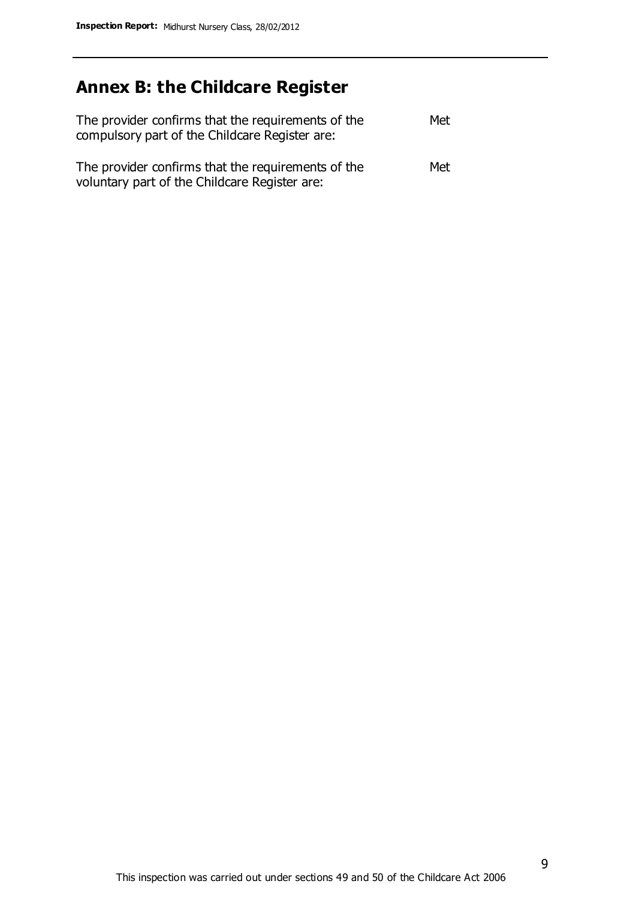## Annex B: the Childcare Register

| | |
|---|---|
| The provider confirms that the requirements of the compulsory part of the Childcare Register are: | Met |
| The provider confirms that the requirements of the voluntary part of the Childcare Register are: | Met |

This inspection was carried out under sections 49 and 50 of the Childcare Act 2006